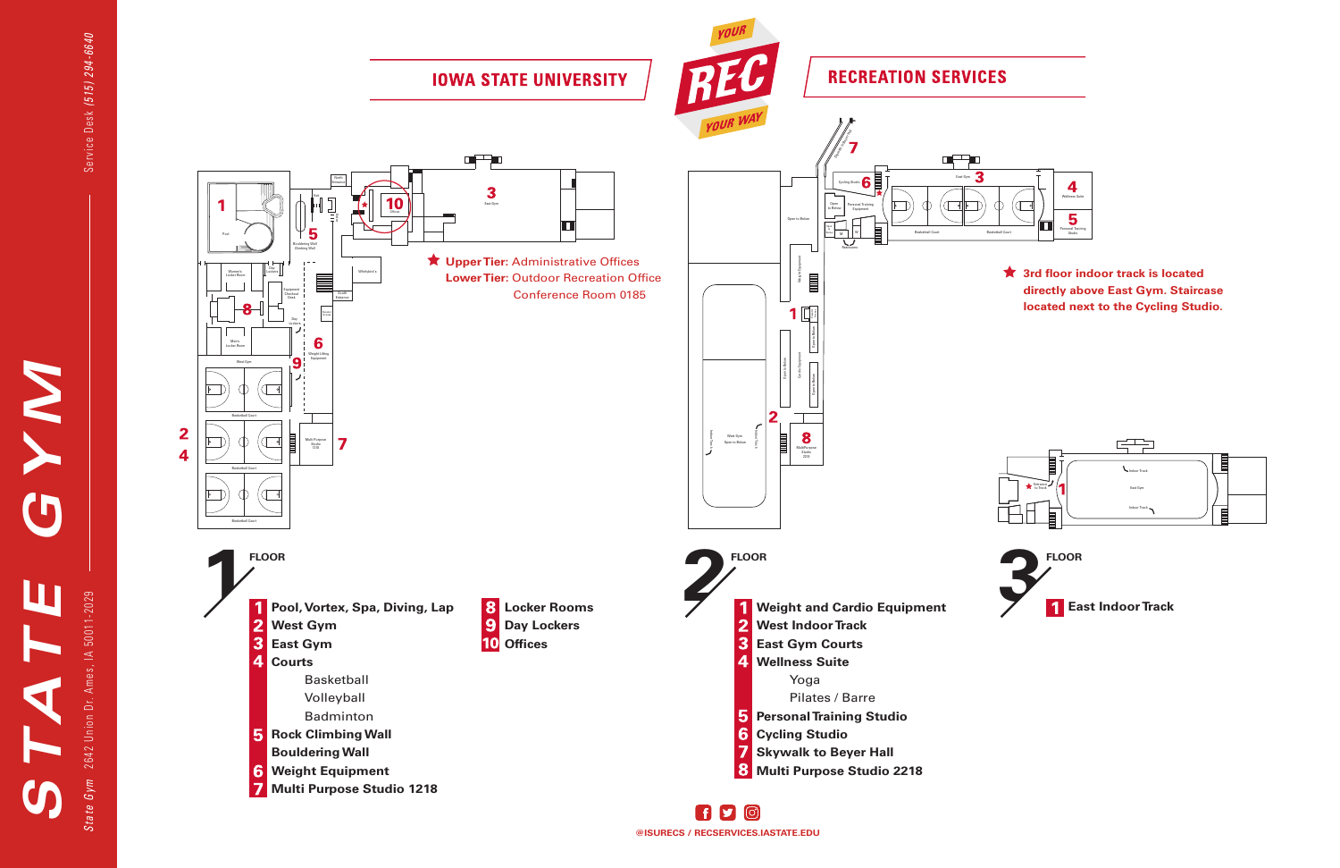# STATE GYM

State Gym 2642 Union Dr. Ames, IA 50011-2029

Service Desk (515) 294-6640

## IOWA STATE UNIVERSITY

YOUR REC YOUR WAY

## RECREATION SERVICES

★ **Upper Tier:** Administrative Offices
**Lower Tier:** Outdoor Recreation Office
Conference Room 0185

★ **3rd floor indoor track is located directly above East Gym. Staircase located next to the Cycling Studio.**

### 1 FLOOR

1. **Pool, Vortex, Spa, Diving, Lap**
2. **West Gym**
3. **East Gym**
4. **Courts**
   - Basketball
   - Volleyball
   - Badminton
5. **Rock Climbing Wall**
   **Bouldering Wall**
6. **Weight Equipment**
7. **Multi Purpose Studio 1218**
8. **Locker Rooms**
9. **Day Lockers**
10. **Offices**

### 2 FLOOR

1. **Weight and Cardio Equipment**
2. **West Indoor Track**
3. **East Gym Courts**
4. **Wellness Suite**
   - Yoga
   - Pilates / Barre
5. **Personal Training Studio**
6. **Cycling Studio**
7. **Skywalk to Beyer Hall**
8. **Multi Purpose Studio 2218**

### 3 FLOOR

1. **East Indoor Track**

@ISURECS / RECSERVICES.IASTATE.EDU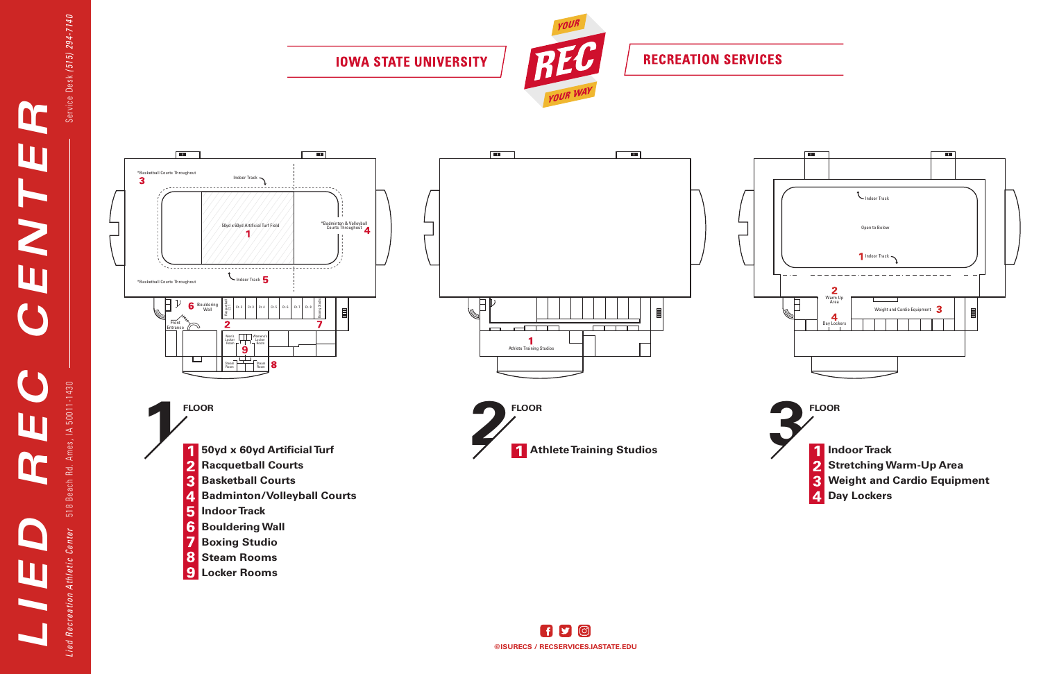# LIED REC CENTER

*Lied Recreation Athletic Center* 518 Beach Rd., Ames, IA 50011-1430

Service Desk *(515) 294-7140*

IOWA STATE UNIVERSITY

YOUR REC YOUR WAY

RECREATION SERVICES

*Basketball Courts Throughout

Indoor Track

50yd x 60yd Artificial Turf Field

*Badminton & Volleyball Courts Throughout

Bouldering Wall

Front Entrance

Racquetball Ct. 1 & 9

Ct. 2 Ct. 3 Ct. 4 Ct. 5 Ct. 6 Ct. 7 Ct. 8

Boxing Studio

Men's Locker Room

Women's Locker Room

Steam Room

Steam Room

Athlete Training Studios

Open to Below

Warm Up Area

Day Lockers

Weight and Cardio Equipment

## 1 FLOOR

1. 50yd x 60yd Artificial Turf
2. Racquetball Courts
3. Basketball Courts
4. Badminton/Volleyball Courts
5. Indoor Track
6. Bouldering Wall
7. Boxing Studio
8. Steam Rooms
9. Locker Rooms

## 2 FLOOR

1. Athlete Training Studios

## 3 FLOOR

1. Indoor Track
2. Stretching Warm-Up Area
3. Weight and Cardio Equipment
4. Day Lockers

@ISURECS / RECSERVICES.IASTATE.EDU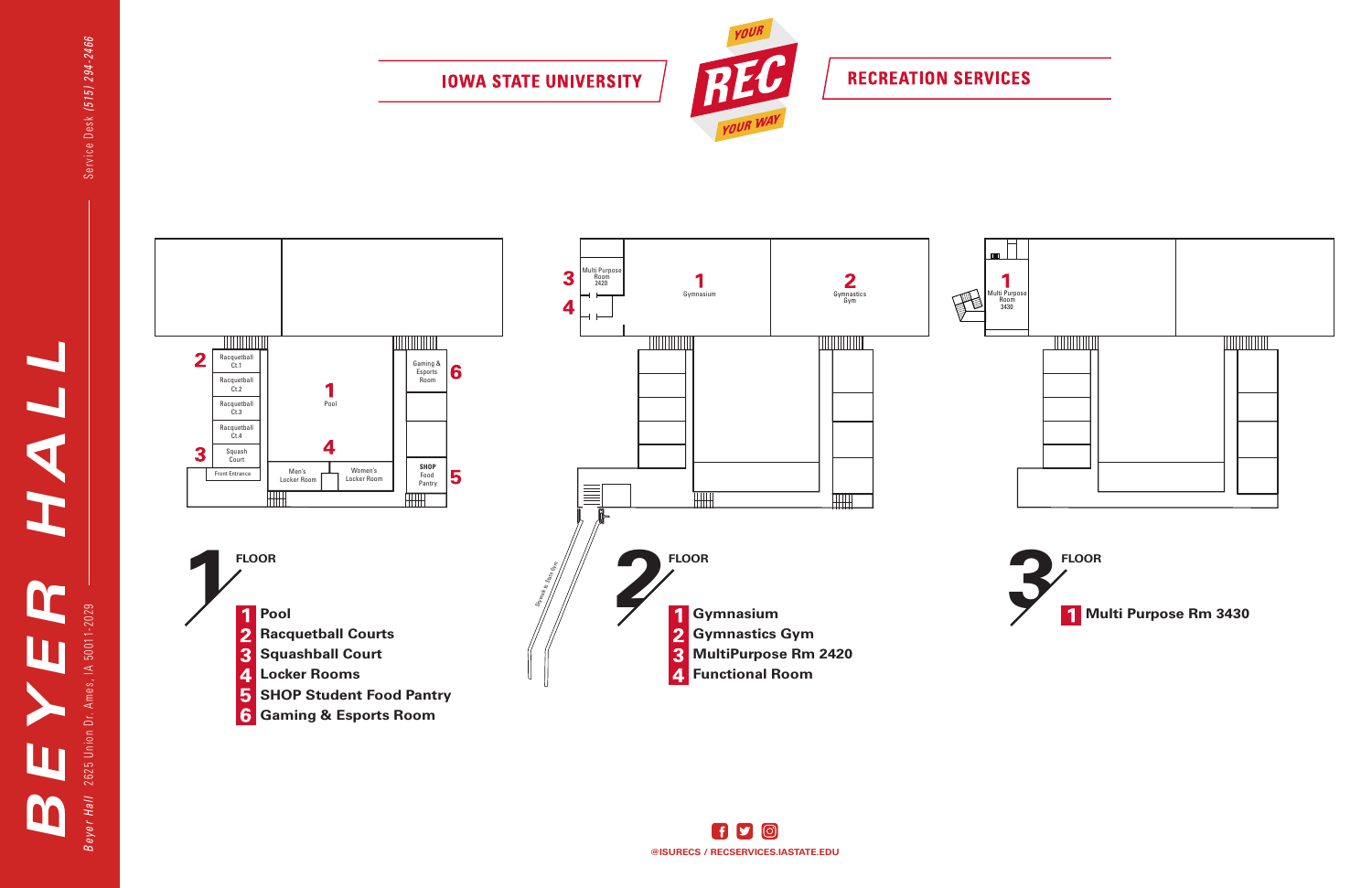# BEYER HALL

*Beyer Hall* 2625 Union Dr. Ames, IA 50011-2029

Service Desk (515) 294-2466

IOWA STATE UNIVERSITY

YOUR REC YOUR WAY

RECREATION SERVICES

## 1 FLOOR

1. Pool
2. Racquetball Courts
3. Squashball Court
4. Locker Rooms
5. SHOP Student Food Pantry
6. Gaming & Esports Room

Racquetball Ct.1
Racquetball Ct.2
Racquetball Ct.3
Racquetball Ct.4
Squash Court
Front Entrance
Pool
Men's Locker Room
Women's Locker Room
Gaming & Esports Room
SHOP Food Pantry

## 2 FLOOR

1. Gymnasium
2. Gymnastics Gym
3. MultiPurpose Rm 2420
4. Functional Room

Multi Purpose Room 2420
Gymnasium
Gymnastics Gym
Skywalk to State Gym

## 3 FLOOR

1. Multi Purpose Rm 3430

Multi Purpose Room 3430

@ISURECS / RECSERVICES.IASTATE.EDU